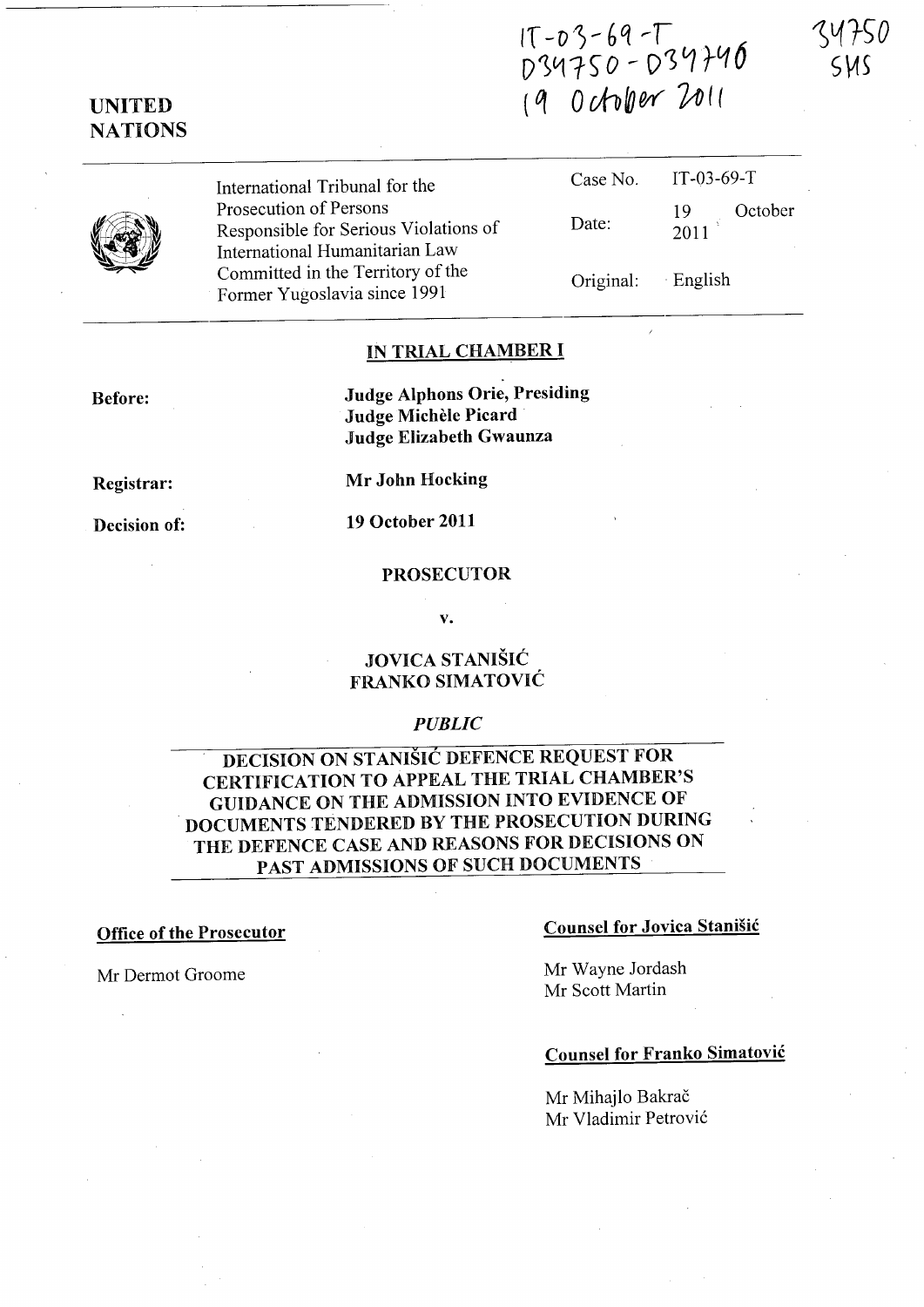IT-03-69-T
D34750 - D34746
19 October 2011

34750
SMS

**UNITED NATIONS**

| | | |
|---|---|---|
| International Tribunal for the Prosecution of Persons Responsible for Serious Violations of International Humanitarian Law Committed in the Territory of the Former Yugoslavia since 1991 | Case No. | IT-03-69-T |
| | Date: | 19 October 2011 |
| | Original: | English |

## IN TRIAL CHAMBER I

**Before:**
**Judge Alphons Orie, Presiding**
**Judge Michèle Picard**
**Judge Elizabeth Gwaunza**

**Registrar:** **Mr John Hocking**

**Decision of:** **19 October 2011**

**PROSECUTOR**

**v.**

**JOVICA STANIŠIĆ**
**FRANKO SIMATOVIĆ**

***PUBLIC***

## DECISION ON STANIŠIĆ DEFENCE REQUEST FOR CERTIFICATION TO APPEAL THE TRIAL CHAMBER'S GUIDANCE ON THE ADMISSION INTO EVIDENCE OF DOCUMENTS TENDERED BY THE PROSECUTION DURING THE DEFENCE CASE AND REASONS FOR DECISIONS ON PAST ADMISSIONS OF SUCH DOCUMENTS

**Office of the Prosecutor**

Mr Dermot Groome

**Counsel for Jovica Stanišić**

Mr Wayne Jordash
Mr Scott Martin

**Counsel for Franko Simatović**

Mr Mihajlo Bakrač
Mr Vladimir Petrović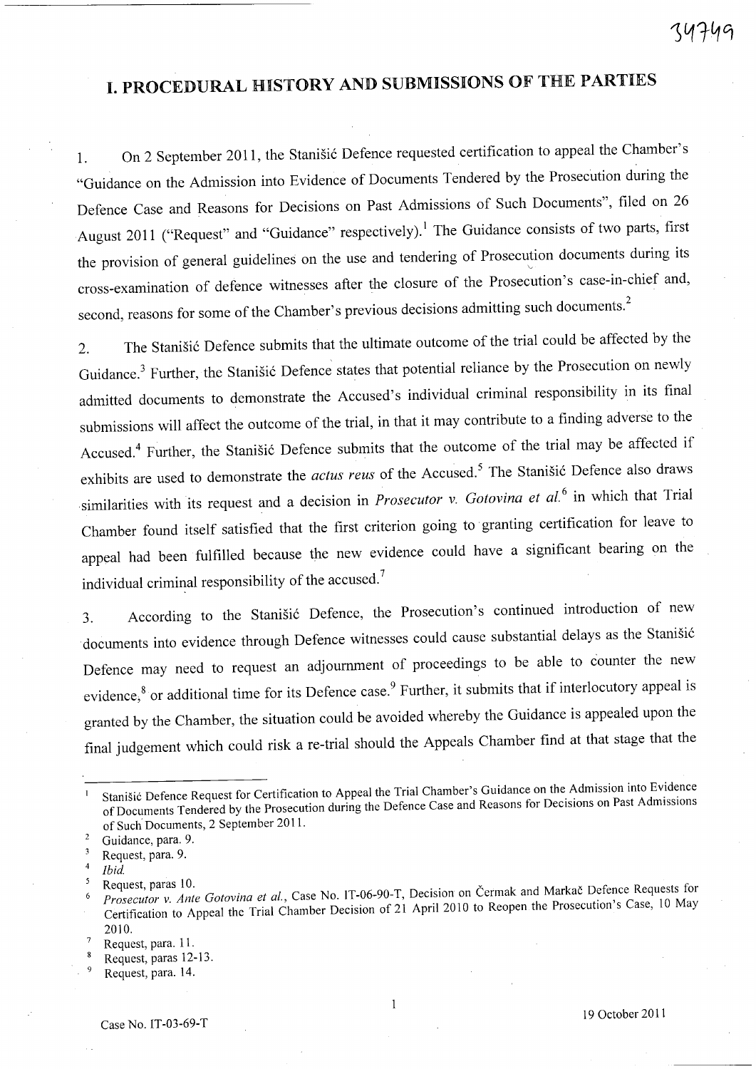# I. PROCEDURAL HISTORY AND SUBMISSIONS OF THE PARTIES

1. On 2 September 2011, the Stanišić Defence requested certification to appeal the Chamber's "Guidance on the Admission into Evidence of Documents Tendered by the Prosecution during the Defence Case and Reasons for Decisions on Past Admissions of Such Documents", filed on 26 August 2011 ("Request" and "Guidance" respectively).[1] The Guidance consists of two parts, first the provision of general guidelines on the use and tendering of Prosecution documents during its cross-examination of defence witnesses after the closure of the Prosecution's case-in-chief and, second, reasons for some of the Chamber's previous decisions admitting such documents.[2]

2. The Stanišić Defence submits that the ultimate outcome of the trial could be affected by the Guidance.[3] Further, the Stanišić Defence states that potential reliance by the Prosecution on newly admitted documents to demonstrate the Accused's individual criminal responsibility in its final submissions will affect the outcome of the trial, in that it may contribute to a finding adverse to the Accused.[4] Further, the Stanišić Defence submits that the outcome of the trial may be affected if exhibits are used to demonstrate the *actus reus* of the Accused.[5] The Stanišić Defence also draws similarities with its request and a decision in *Prosecutor v. Gotovina et al.*[6] in which that Trial Chamber found itself satisfied that the first criterion going to granting certification for leave to appeal had been fulfilled because the new evidence could have a significant bearing on the individual criminal responsibility of the accused.[7]

3. According to the Stanišić Defence, the Prosecution's continued introduction of new documents into evidence through Defence witnesses could cause substantial delays as the Stanišić Defence may need to request an adjournment of proceedings to be able to counter the new evidence,[8] or additional time for its Defence case.[9] Further, it submits that if interlocutory appeal is granted by the Chamber, the situation could be avoided whereby the Guidance is appealed upon the final judgement which could risk a re-trial should the Appeals Chamber find at that stage that the

---

[1] Stanišić Defence Request for Certification to Appeal the Trial Chamber's Guidance on the Admission into Evidence of Documents Tendered by the Prosecution during the Defence Case and Reasons for Decisions on Past Admissions of Such Documents, 2 September 2011.

[2] Guidance, para. 9.

[3] Request, para. 9.

[4] *Ibid.*

[5] Request, paras 10.

[6] *Prosecutor v. Ante Gotovina et al.*, Case No. IT-06-90-T, Decision on Čermak and Markač Defence Requests for Certification to Appeal the Trial Chamber Decision of 21 April 2010 to Reopen the Prosecution's Case, 10 May 2010.

[7] Request, para. 11.

[8] Request, paras 12-13.

[9] Request, para. 14.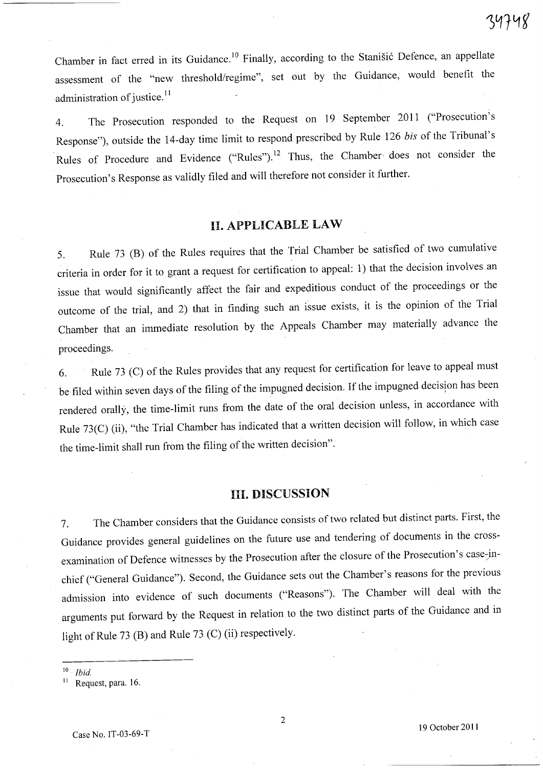Chamber in fact erred in its Guidance.[10] Finally, according to the Stanišić Defence, an appellate assessment of the "new threshold/regime", set out by the Guidance, would benefit the administration of justice.[11]

4. The Prosecution responded to the Request on 19 September 2011 ("Prosecution's Response"), outside the 14-day time limit to respond prescribed by Rule 126 *bis* of the Tribunal's Rules of Procedure and Evidence ("Rules").[12] Thus, the Chamber does not consider the Prosecution's Response as validly filed and will therefore not consider it further.

## II. APPLICABLE LAW

5. Rule 73 (B) of the Rules requires that the Trial Chamber be satisfied of two cumulative criteria in order for it to grant a request for certification to appeal: 1) that the decision involves an issue that would significantly affect the fair and expeditious conduct of the proceedings or the outcome of the trial, and 2) that in finding such an issue exists, it is the opinion of the Trial Chamber that an immediate resolution by the Appeals Chamber may materially advance the proceedings.

6. Rule 73 (C) of the Rules provides that any request for certification for leave to appeal must be filed within seven days of the filing of the impugned decision. If the impugned decision has been rendered orally, the time-limit runs from the date of the oral decision unless, in accordance with Rule 73(C) (ii), "the Trial Chamber has indicated that a written decision will follow, in which case the time-limit shall run from the filing of the written decision".

## III. DISCUSSION

7. The Chamber considers that the Guidance consists of two related but distinct parts. First, the Guidance provides general guidelines on the future use and tendering of documents in the cross-examination of Defence witnesses by the Prosecution after the closure of the Prosecution's case-in-chief ("General Guidance"). Second, the Guidance sets out the Chamber's reasons for the previous admission into evidence of such documents ("Reasons"). The Chamber will deal with the arguments put forward by the Request in relation to the two distinct parts of the Guidance and in light of Rule 73 (B) and Rule 73 (C) (ii) respectively.

---

[10] *Ibid.*

[11] Request, para. 16.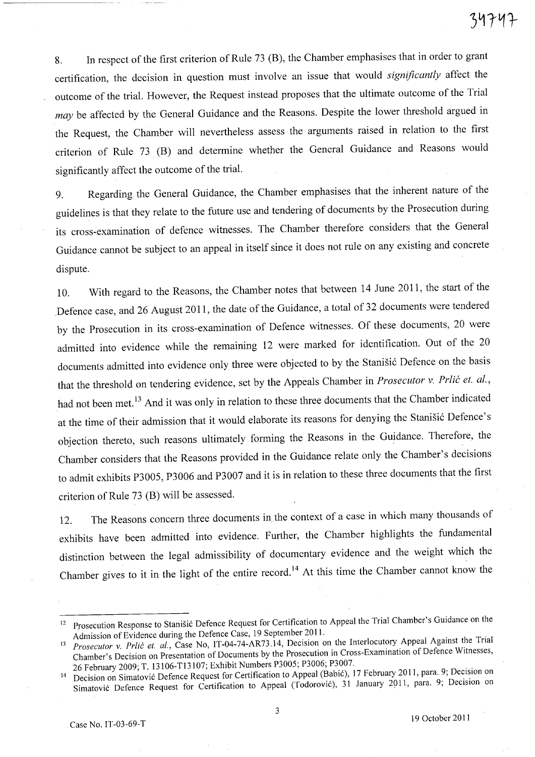8. In respect of the first criterion of Rule 73 (B), the Chamber emphasises that in order to grant certification, the decision in question must involve an issue that would *significantly* affect the outcome of the trial. However, the Request instead proposes that the ultimate outcome of the Trial *may* be affected by the General Guidance and the Reasons. Despite the lower threshold argued in the Request, the Chamber will nevertheless assess the arguments raised in relation to the first criterion of Rule 73 (B) and determine whether the General Guidance and Reasons would significantly affect the outcome of the trial.

9. Regarding the General Guidance, the Chamber emphasises that the inherent nature of the guidelines is that they relate to the future use and tendering of documents by the Prosecution during its cross-examination of defence witnesses. The Chamber therefore considers that the General Guidance cannot be subject to an appeal in itself since it does not rule on any existing and concrete dispute.

10. With regard to the Reasons, the Chamber notes that between 14 June 2011, the start of the Defence case, and 26 August 2011, the date of the Guidance, a total of 32 documents were tendered by the Prosecution in its cross-examination of Defence witnesses. Of these documents, 20 were admitted into evidence while the remaining 12 were marked for identification. Out of the 20 documents admitted into evidence only three were objected to by the Stanišić Defence on the basis that the threshold on tendering evidence, set by the Appeals Chamber in *Prosecutor v. Prlić et. al.*, had not been met.[13] And it was only in relation to these three documents that the Chamber indicated at the time of their admission that it would elaborate its reasons for denying the Stanišić Defence's objection thereto, such reasons ultimately forming the Reasons in the Guidance. Therefore, the Chamber considers that the Reasons provided in the Guidance relate only the Chamber's decisions to admit exhibits P3005, P3006 and P3007 and it is in relation to these three documents that the first criterion of Rule 73 (B) will be assessed.

12. The Reasons concern three documents in the context of a case in which many thousands of exhibits have been admitted into evidence. Further, the Chamber highlights the fundamental distinction between the legal admissibility of documentary evidence and the weight which the Chamber gives to it in the light of the entire record.[14] At this time the Chamber cannot know the

---

[12] Prosecution Response to Stanišić Defence Request for Certification to Appeal the Trial Chamber's Guidance on the Admission of Evidence during the Defence Case, 19 September 2011.

[13] *Prosecutor v. Prlić et. al.*, Case No, IT-04-74-AR73.14, Decision on the Interlocutory Appeal Against the Trial Chamber's Decision on Presentation of Documents by the Prosecution in Cross-Examination of Defence Witnesses, 26 February 2009; T. 13106-T13107; Exhibit Numbers P3005; P3006; P3007.

[14] Decision on Simatović Defence Request for Certification to Appeal (Babić), 17 February 2011, para. 9; Decision on Simatović Defence Request for Certification to Appeal (Todorović), 31 January 2011, para. 9; Decision on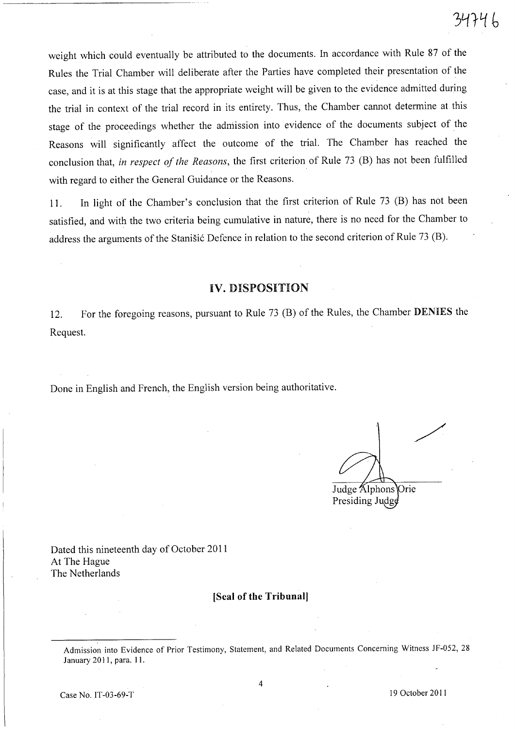weight which could eventually be attributed to the documents. In accordance with Rule 87 of the Rules the Trial Chamber will deliberate after the Parties have completed their presentation of the case, and it is at this stage that the appropriate weight will be given to the evidence admitted during the trial in context of the trial record in its entirety. Thus, the Chamber cannot determine at this stage of the proceedings whether the admission into evidence of the documents subject of the Reasons will significantly affect the outcome of the trial. The Chamber has reached the conclusion that, *in respect of the Reasons*, the first criterion of Rule 73 (B) has not been fulfilled with regard to either the General Guidance or the Reasons.

11. In light of the Chamber's conclusion that the first criterion of Rule 73 (B) has not been satisfied, and with the two criteria being cumulative in nature, there is no need for the Chamber to address the arguments of the Stanišić Defence in relation to the second criterion of Rule 73 (B).

## IV. DISPOSITION

12. For the foregoing reasons, pursuant to Rule 73 (B) of the Rules, the Chamber **DENIES** the Request.

Done in English and French, the English version being authoritative.

Judge Alphons Orie
Presiding Judge

Dated this nineteenth day of October 2011
At The Hague
The Netherlands

**[Seal of the Tribunal]**

---

Admission into Evidence of Prior Testimony, Statement, and Related Documents Concerning Witness JF-052, 28 January 2011, para. 11.